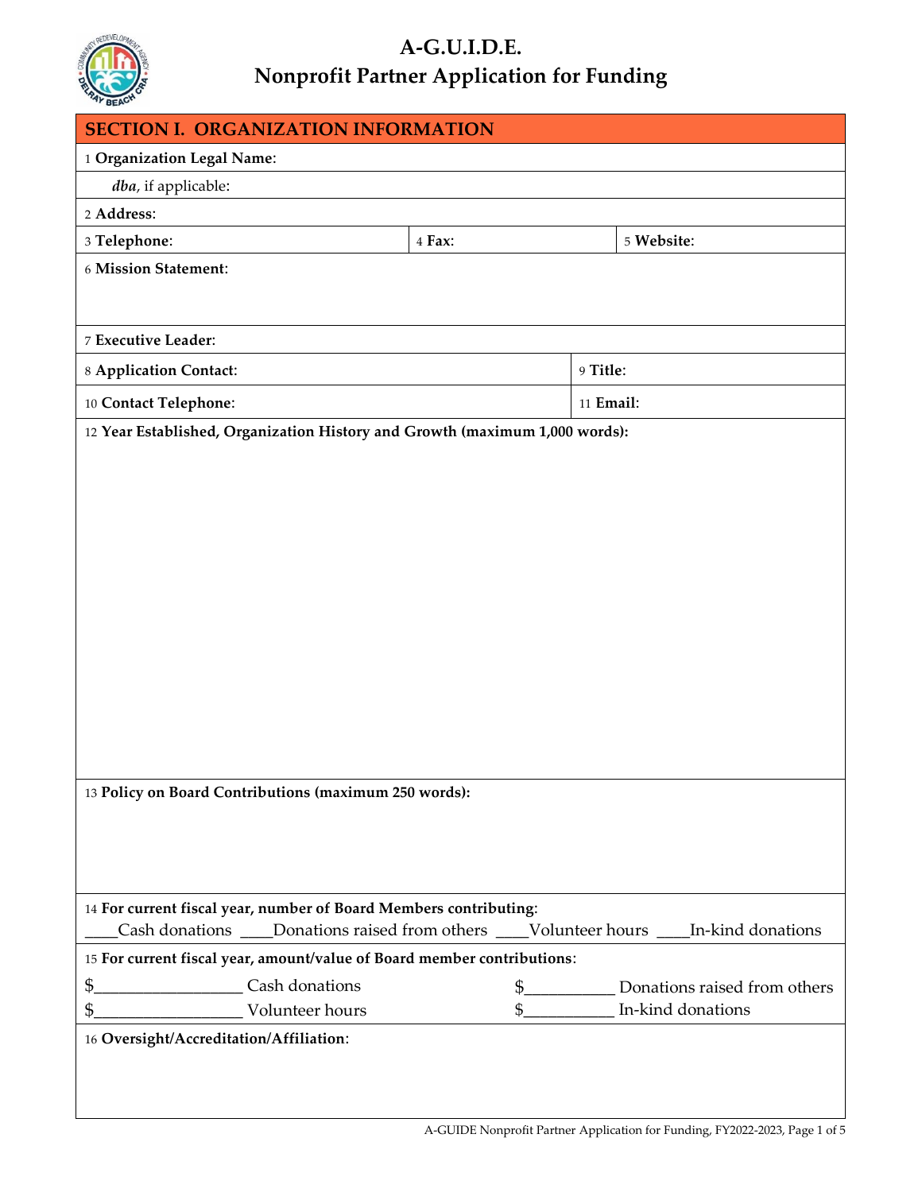# A-G.U.I.D.E.
# Nonprofit Partner Application for Funding

## SECTION I. ORGANIZATION INFORMATION

1 **Organization Legal Name**:

*dba*, if applicable:

2 **Address**:

3 **Telephone**: | 4 **Fax**: | 5 **Website**:

6 **Mission Statement**:

7 **Executive Leader**:

8 **Application Contact**: | 9 **Title**:

10 **Contact Telephone**: | 11 **Email**:

12 **Year Established, Organization History and Growth (maximum 1,000 words):**

13 **Policy on Board Contributions (maximum 250 words):**

14 **For current fiscal year, number of Board Members contributing**:

____Cash donations ____Donations raised from others ____Volunteer hours ____In-kind donations

15 **For current fiscal year, amount/value of Board member contributions**:

$_________________ Cash donations $__________ Donations raised from others

$_________________ Volunteer hours $__________ In-kind donations

16 **Oversight/Accreditation/Affiliation**: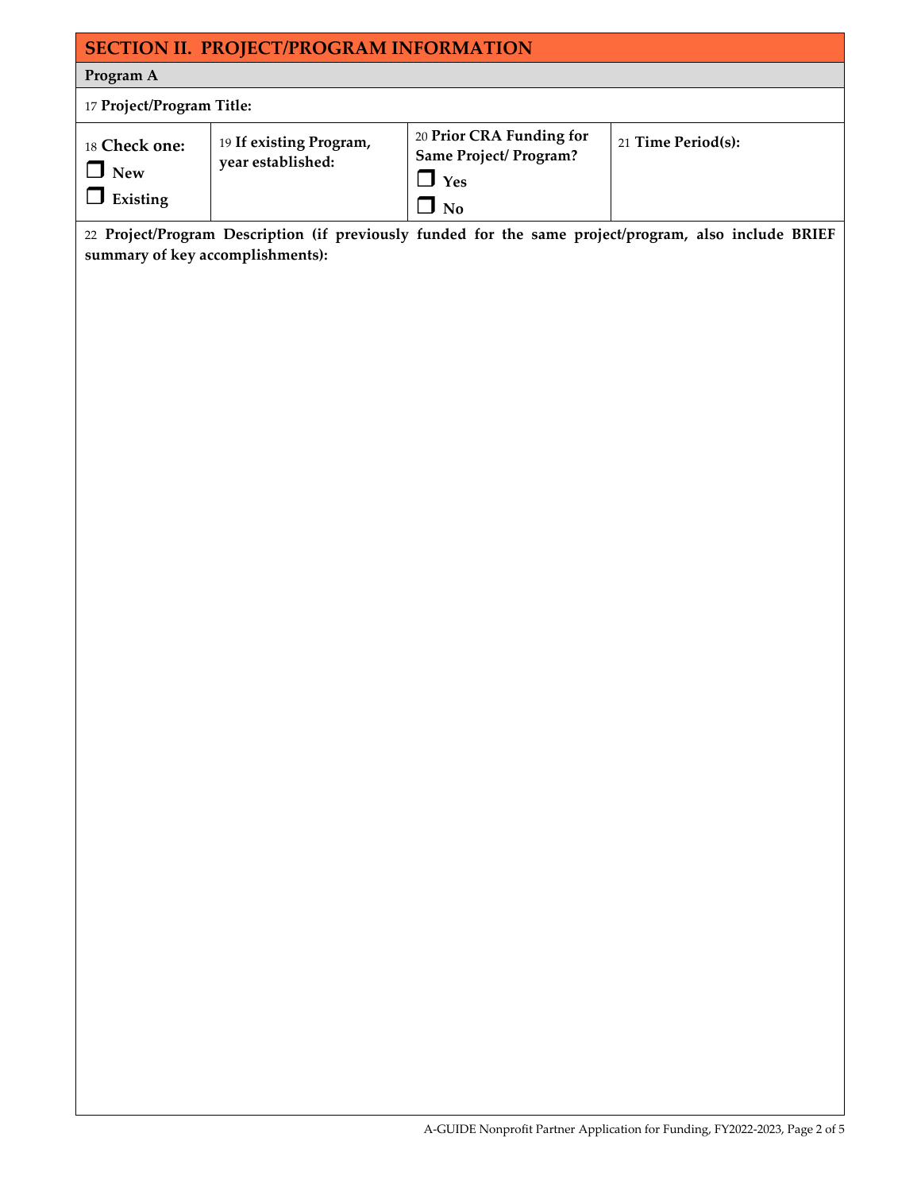## SECTION II. PROJECT/PROGRAM INFORMATION

**Program A**

17 **Project/Program Title:**

| 18 **Check one:** | 19 **If existing Program, year established:** | 20 **Prior CRA Funding for Same Project/ Program?** | 21 **Time Period(s):** |
|---|---|---|---|
| ❒ **New**<br>❒ **Existing** | | ❒ **Yes**<br>❒ **No** | |

22 **Project/Program Description (if previously funded for the same project/program, also include BRIEF summary of key accomplishments):**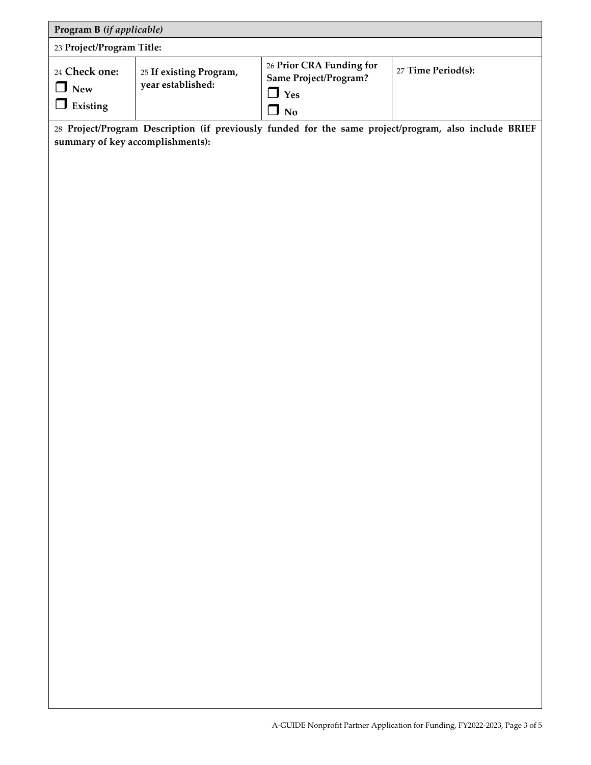| **Program B** *(if applicable)* | | | |
|---|---|---|---|
| 23 **Project/Program Title:** | | | |
| 24 **Check one:** ☐ **New** ☐ **Existing** | 25 **If existing Program, year established:** | 26 **Prior CRA Funding for Same Project/Program?** ☐ **Yes** ☐ **No** | 27 **Time Period(s):** |
| 28 **Project/Program Description (if previously funded for the same project/program, also include BRIEF summary of key accomplishments):** | | | |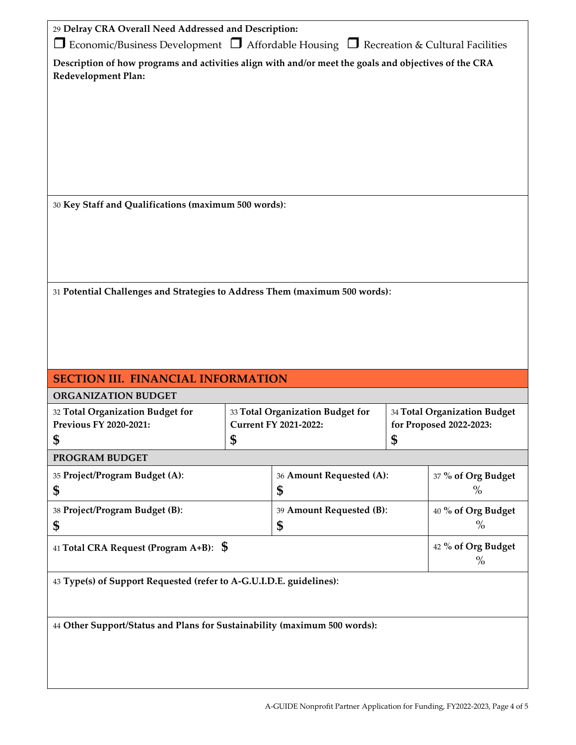29 **Delray CRA Overall Need Addressed and Description:**

☐ Economic/Business Development ☐ Affordable Housing ☐ Recreation & Cultural Facilities

**Description of how programs and activities align with and/or meet the goals and objectives of the CRA Redevelopment Plan:**

30 **Key Staff and Qualifications (maximum 500 words)**:

31 **Potential Challenges and Strategies to Address Them (maximum 500 words)**:

## SECTION III. FINANCIAL INFORMATION

**ORGANIZATION BUDGET**

| 32 **Total Organization Budget for Previous FY 2020-2021:** | 33 **Total Organization Budget for Current FY 2021-2022:** | 34 **Total Organization Budget for Proposed 2022-2023:** |
|---|---|---|
| **$** | **$** | **$** |

**PROGRAM BUDGET**

| | | |
|---|---|---|
| 35 **Project/Program Budget (A)**: **$** | 36 **Amount Requested (A)**: **$** | 37 **% of Org Budget** % |
| 38 **Project/Program Budget (B)**: **$** | 39 **Amount Requested (B)**: **$** | 40 **% of Org Budget** % |
| 41 **Total CRA Request (Program A+B)**: **$** | | 42 **% of Org Budget** % |

43 **Type(s) of Support Requested (refer to A-G.U.I.D.E. guidelines)**:

44 **Other Support/Status and Plans for Sustainability (maximum 500 words):**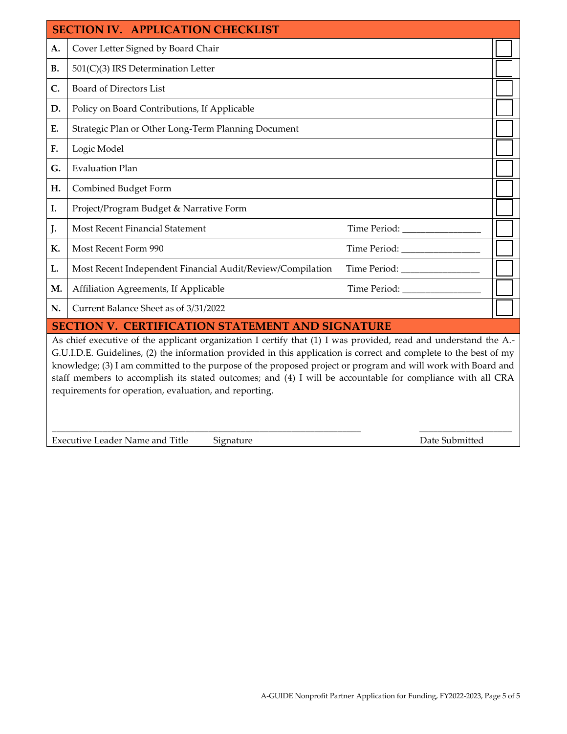## SECTION IV. APPLICATION CHECKLIST

| | | | |
|---|---|---|---|
| **A.** | Cover Letter Signed by Board Chair | | ☐ |
| **B.** | 501(C)(3) IRS Determination Letter | | ☐ |
| **C.** | Board of Directors List | | ☐ |
| **D.** | Policy on Board Contributions, If Applicable | | ☐ |
| **E.** | Strategic Plan or Other Long-Term Planning Document | | ☐ |
| **F.** | Logic Model | | ☐ |
| **G.** | Evaluation Plan | | ☐ |
| **H.** | Combined Budget Form | | ☐ |
| **I.** | Project/Program Budget & Narrative Form | | ☐ |
| **J.** | Most Recent Financial Statement | Time Period: ________________ | ☐ |
| **K.** | Most Recent Form 990 | Time Period: ________________ | ☐ |
| **L.** | Most Recent Independent Financial Audit/Review/Compilation | Time Period: ________________ | ☐ |
| **M.** | Affiliation Agreements, If Applicable | Time Period: ________________ | ☐ |
| **N.** | Current Balance Sheet as of 3/31/2022 | | ☐ |

## SECTION V. CERTIFICATION STATEMENT AND SIGNATURE

As chief executive of the applicant organization I certify that (1) I was provided, read and understand the A.-G.U.I.D.E. Guidelines, (2) the information provided in this application is correct and complete to the best of my knowledge; (3) I am committed to the purpose of the proposed project or program and will work with Board and staff members to accomplish its stated outcomes; and (4) I will be accountable for compliance with all CRA requirements for operation, evaluation, and reporting.

_________________________________________________________________ ____________________

Executive Leader Name and Title Signature Date Submitted